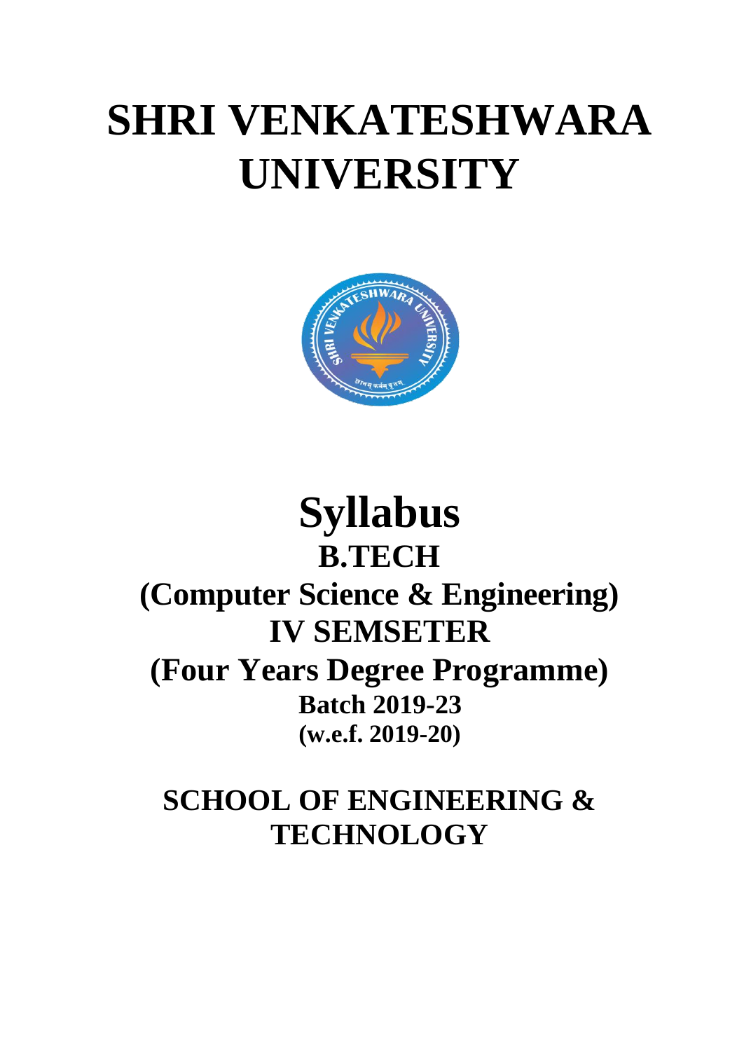# SHRI VENKATESHWARA UNIVERSITY

# Syllabus

## B.TECH

## (Computer Science & Engineering)

## IV SEMSETER

## (Four Years Degree Programme)

### Batch 2019-23

### (w.e.f. 2019-20)

## SCHOOL OF ENGINEERING & TECHNOLOGY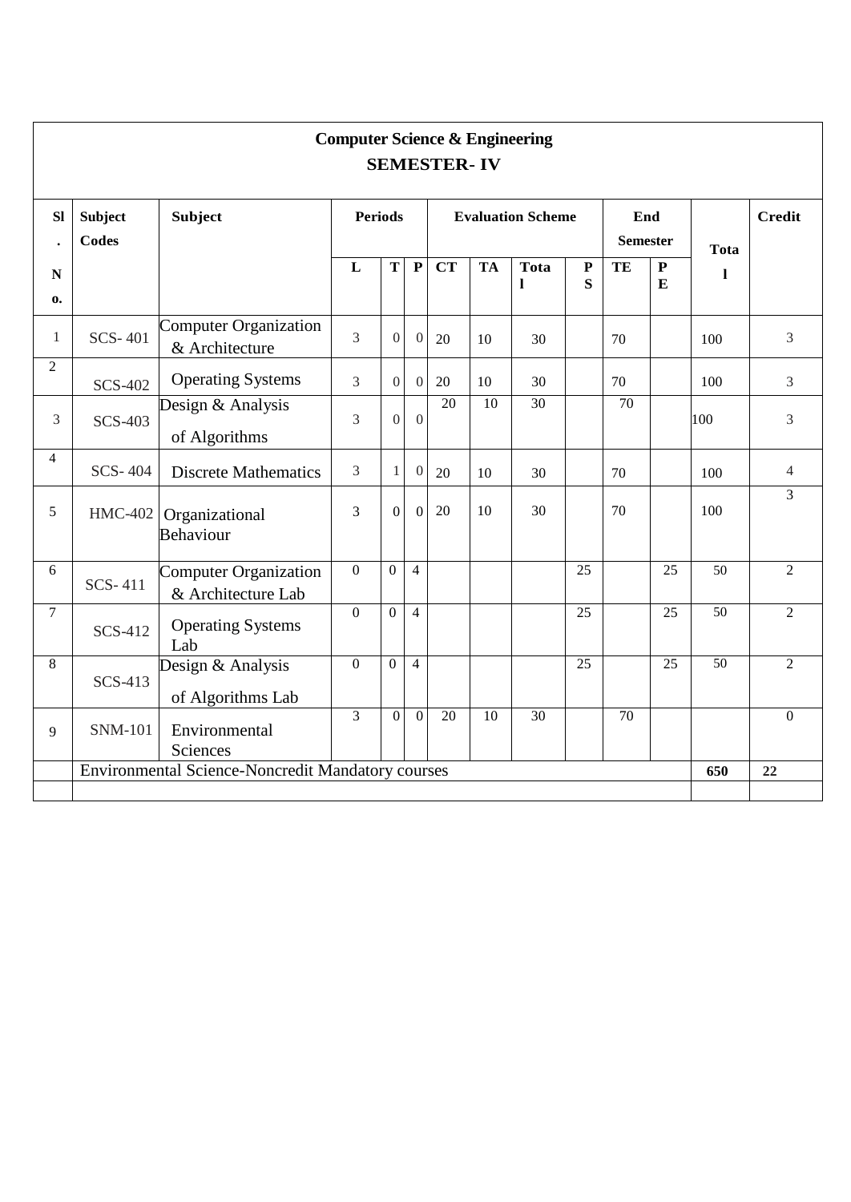## Computer Science & Engineering

## SEMESTER- IV

| Sl. No. | Subject Codes | Subject | Periods | | | Evaluation Scheme | | | | End Semester | | Total | Credit |
|---|---|---|---|---|---|---|---|---|---|---|---|---|---|
| | | | L | T | P | CT | TA | Total | PS | TE | PE | | |
| 1 | SCS- 401 | Computer Organization & Architecture | 3 | 0 | 0 | 20 | 10 | 30 | | 70 | | 100 | 3 |
| 2 | SCS-402 | Operating Systems | 3 | 0 | 0 | 20 | 10 | 30 | | 70 | | 100 | 3 |
| 3 | SCS-403 | Design & Analysis of Algorithms | 3 | 0 | 0 | 20 | 10 | 30 | | 70 | | 100 | 3 |
| 4 | SCS- 404 | Discrete Mathematics | 3 | 1 | 0 | 20 | 10 | 30 | | 70 | | 100 | 4 |
| 5 | HMC-402 | Organizational Behaviour | 3 | 0 | 0 | 20 | 10 | 30 | | 70 | | 100 | 3 |
| 6 | SCS- 411 | Computer Organization & Architecture Lab | 0 | 0 | 4 | | | | 25 | | 25 | 50 | 2 |
| 7 | SCS-412 | Operating Systems Lab | 0 | 0 | 4 | | | | 25 | | 25 | 50 | 2 |
| 8 | SCS-413 | Design & Analysis of Algorithms Lab | 0 | 0 | 4 | | | | 25 | | 25 | 50 | 2 |
| 9 | SNM-101 | Environmental Sciences | 3 | 0 | 0 | 20 | 10 | 30 | | 70 | | | 0 |
| | Environmental Science-Noncredit Mandatory courses | | | | | | | | | | | **650** | **22** |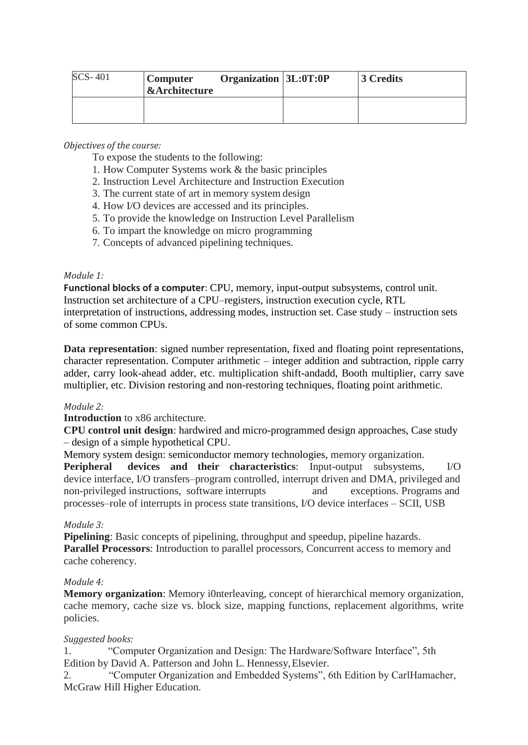| SCS- 401 | **Computer Organization &Architecture** | **3L:0T:0P** | **3 Credits** |
|---|---|---|---|
| | | | |

*Objectives of the course:*

To expose the students to the following:

1. How Computer Systems work & the basic principles
2. Instruction Level Architecture and Instruction Execution
3. The current state of art in memory system design
4. How I/O devices are accessed and its principles.
5. To provide the knowledge on Instruction Level Parallelism
6. To impart the knowledge on micro programming
7. Concepts of advanced pipelining techniques.

*Module 1:*

**Functional blocks of a computer**: CPU, memory, input-output subsystems, control unit. Instruction set architecture of a CPU–registers, instruction execution cycle, RTL interpretation of instructions, addressing modes, instruction set. Case study – instruction sets of some common CPUs.

**Data representation**: signed number representation, fixed and floating point representations, character representation. Computer arithmetic – integer addition and subtraction, ripple carry adder, carry look-ahead adder, etc. multiplication shift-andadd, Booth multiplier, carry save multiplier, etc. Division restoring and non-restoring techniques, floating point arithmetic.

*Module 2:*

**Introduction** to x86 architecture.

**CPU control unit design**: hardwired and micro-programmed design approaches, Case study – design of a simple hypothetical CPU.

Memory system design: semiconductor memory technologies, memory organization.

**Peripheral devices and their characteristics**: Input-output subsystems, I/O device interface, I/O transfers–program controlled, interrupt driven and DMA, privileged and non-privileged instructions, software interrupts and exceptions. Programs and processes–role of interrupts in process state transitions, I/O device interfaces – SCII, USB

*Module 3:*

**Pipelining**: Basic concepts of pipelining, throughput and speedup, pipeline hazards.

**Parallel Processors**: Introduction to parallel processors, Concurrent access to memory and cache coherency.

*Module 4:*

**Memory organization**: Memory i0nterleaving, concept of hierarchical memory organization, cache memory, cache size vs. block size, mapping functions, replacement algorithms, write policies.

*Suggested books:*

1. "Computer Organization and Design: The Hardware/Software Interface", 5th Edition by David A. Patterson and John L. Hennessy, Elsevier.
2. "Computer Organization and Embedded Systems", 6th Edition by CarlHamacher, McGraw Hill Higher Education.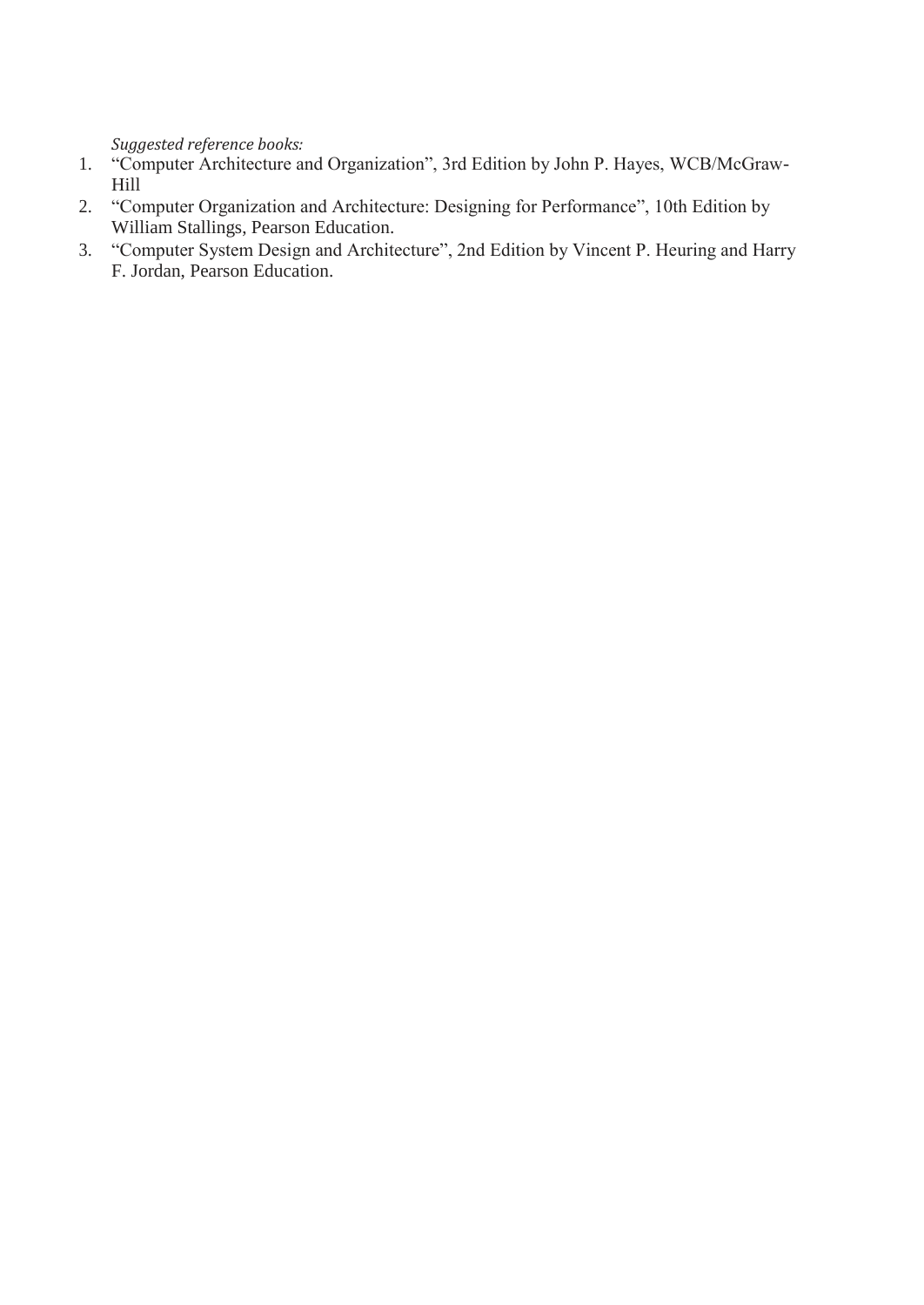*Suggested reference books:*

1. "Computer Architecture and Organization", 3rd Edition by John P. Hayes, WCB/McGraw-Hill
2. "Computer Organization and Architecture: Designing for Performance", 10th Edition by William Stallings, Pearson Education.
3. "Computer System Design and Architecture", 2nd Edition by Vincent P. Heuring and Harry F. Jordan, Pearson Education.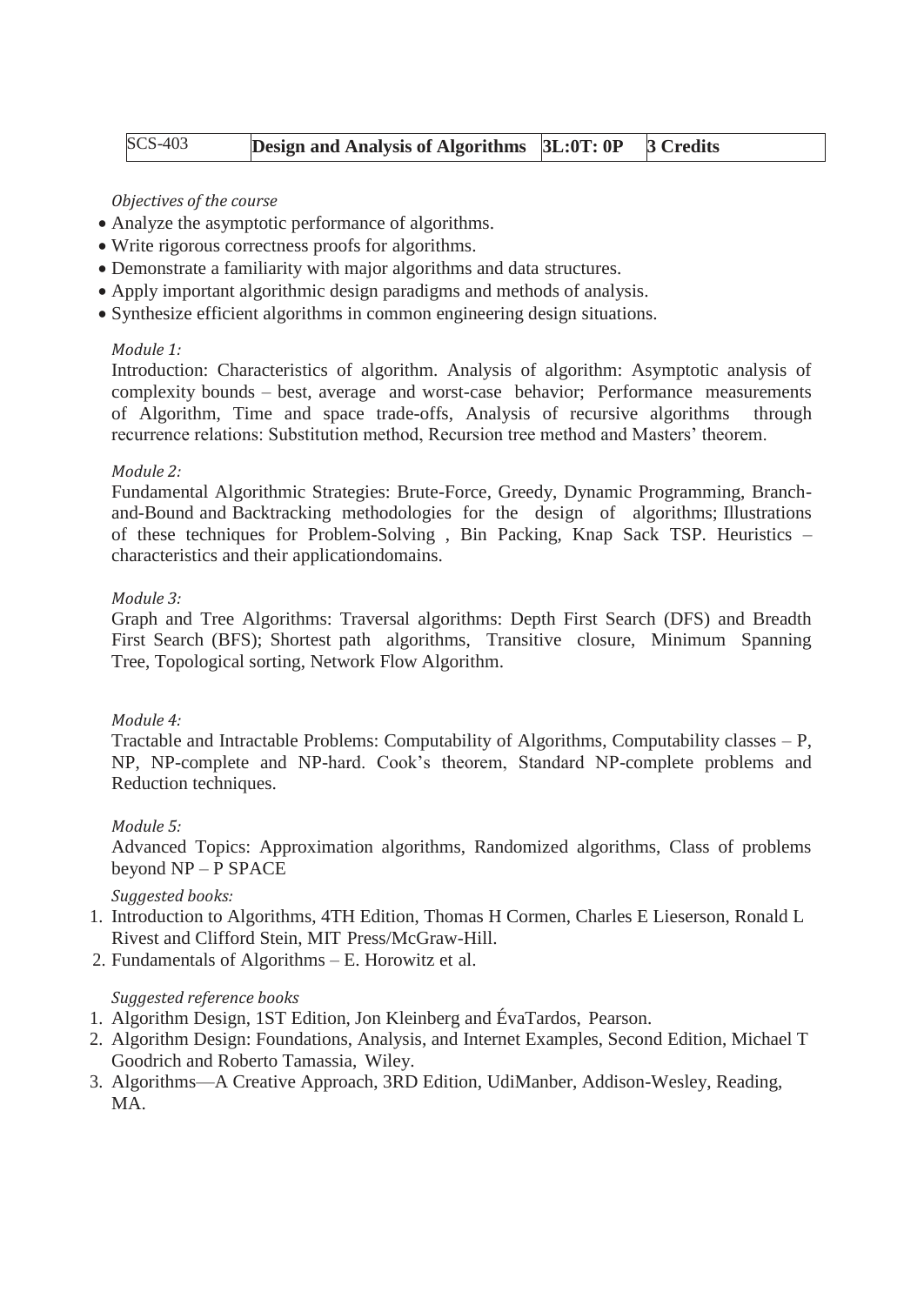| SCS-403 | **Design and Analysis of Algorithms** | **3L:0T: 0P** | **3 Credits** |
|---|---|---|---|

*Objectives of the course*

- Analyze the asymptotic performance of algorithms.
- Write rigorous correctness proofs for algorithms.
- Demonstrate a familiarity with major algorithms and data structures.
- Apply important algorithmic design paradigms and methods of analysis.
- Synthesize efficient algorithms in common engineering design situations.

*Module 1:*

Introduction: Characteristics of algorithm. Analysis of algorithm: Asymptotic analysis of complexity bounds – best, average and worst-case behavior; Performance measurements of Algorithm, Time and space trade-offs, Analysis of recursive algorithms through recurrence relations: Substitution method, Recursion tree method and Masters' theorem.

*Module 2:*

Fundamental Algorithmic Strategies: Brute-Force, Greedy, Dynamic Programming, Branch-and-Bound and Backtracking methodologies for the design of algorithms; Illustrations of these techniques for Problem-Solving , Bin Packing, Knap Sack TSP. Heuristics – characteristics and their applicationdomains.

*Module 3:*

Graph and Tree Algorithms: Traversal algorithms: Depth First Search (DFS) and Breadth First Search (BFS); Shortest path algorithms, Transitive closure, Minimum Spanning Tree, Topological sorting, Network Flow Algorithm.

*Module 4:*

Tractable and Intractable Problems: Computability of Algorithms, Computability classes – P, NP, NP-complete and NP-hard. Cook's theorem, Standard NP-complete problems and Reduction techniques.

*Module 5:*

Advanced Topics: Approximation algorithms, Randomized algorithms, Class of problems beyond NP – P SPACE

*Suggested books:*

1. Introduction to Algorithms, 4TH Edition, Thomas H Cormen, Charles E Lieserson, Ronald L Rivest and Clifford Stein, MIT Press/McGraw-Hill.
2. Fundamentals of Algorithms – E. Horowitz et al.

*Suggested reference books*

1. Algorithm Design, 1ST Edition, Jon Kleinberg and ÉvaTardos, Pearson.
2. Algorithm Design: Foundations, Analysis, and Internet Examples, Second Edition, Michael T Goodrich and Roberto Tamassia, Wiley.
3. Algorithms—A Creative Approach, 3RD Edition, UdiManber, Addison-Wesley, Reading, MA.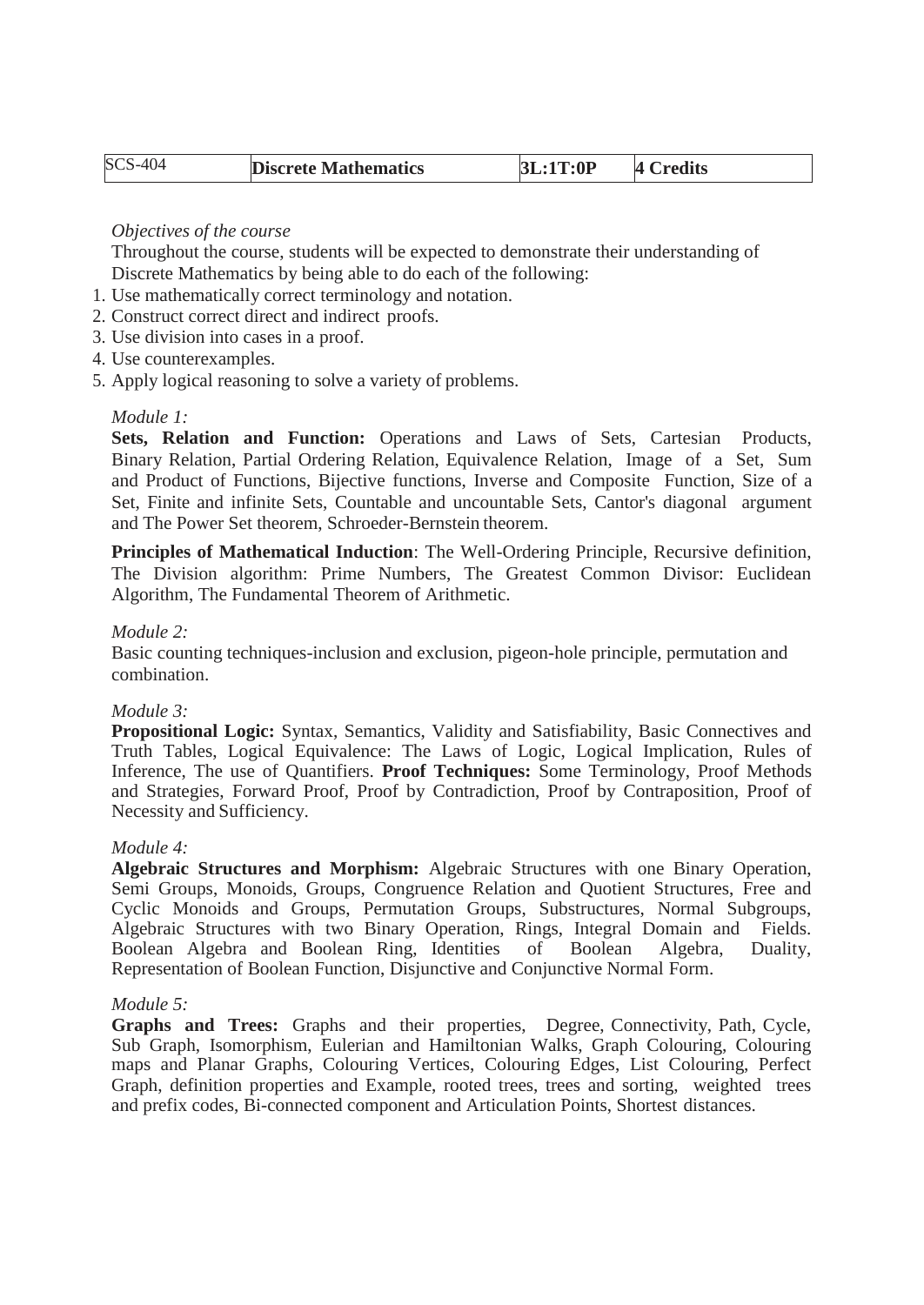| SCS-404 | **Discrete Mathematics** | **3L:1T:0P** | **4 Credits** |
|---|---|---|---|

*Objectives of the course*

Throughout the course, students will be expected to demonstrate their understanding of Discrete Mathematics by being able to do each of the following:

1. Use mathematically correct terminology and notation.
2. Construct correct direct and indirect proofs.
3. Use division into cases in a proof.
4. Use counterexamples.
5. Apply logical reasoning to solve a variety of problems.

*Module 1:*

**Sets, Relation and Function:** Operations and Laws of Sets, Cartesian Products, Binary Relation, Partial Ordering Relation, Equivalence Relation, Image of a Set, Sum and Product of Functions, Bijective functions, Inverse and Composite Function, Size of a Set, Finite and infinite Sets, Countable and uncountable Sets, Cantor's diagonal argument and The Power Set theorem, Schroeder-Bernstein theorem.

**Principles of Mathematical Induction**: The Well-Ordering Principle, Recursive definition, The Division algorithm: Prime Numbers, The Greatest Common Divisor: Euclidean Algorithm, The Fundamental Theorem of Arithmetic.

*Module 2:*

Basic counting techniques-inclusion and exclusion, pigeon-hole principle, permutation and combination.

*Module 3:*

**Propositional Logic:** Syntax, Semantics, Validity and Satisfiability, Basic Connectives and Truth Tables, Logical Equivalence: The Laws of Logic, Logical Implication, Rules of Inference, The use of Quantifiers. **Proof Techniques:** Some Terminology, Proof Methods and Strategies, Forward Proof, Proof by Contradiction, Proof by Contraposition, Proof of Necessity and Sufficiency.

*Module 4:*

**Algebraic Structures and Morphism:** Algebraic Structures with one Binary Operation, Semi Groups, Monoids, Groups, Congruence Relation and Quotient Structures, Free and Cyclic Monoids and Groups, Permutation Groups, Substructures, Normal Subgroups, Algebraic Structures with two Binary Operation, Rings, Integral Domain and Fields. Boolean Algebra and Boolean Ring, Identities of Boolean Algebra, Duality, Representation of Boolean Function, Disjunctive and Conjunctive Normal Form.

*Module 5:*

**Graphs and Trees:** Graphs and their properties, Degree, Connectivity, Path, Cycle, Sub Graph, Isomorphism, Eulerian and Hamiltonian Walks, Graph Colouring, Colouring maps and Planar Graphs, Colouring Vertices, Colouring Edges, List Colouring, Perfect Graph, definition properties and Example, rooted trees, trees and sorting, weighted trees and prefix codes, Bi-connected component and Articulation Points, Shortest distances.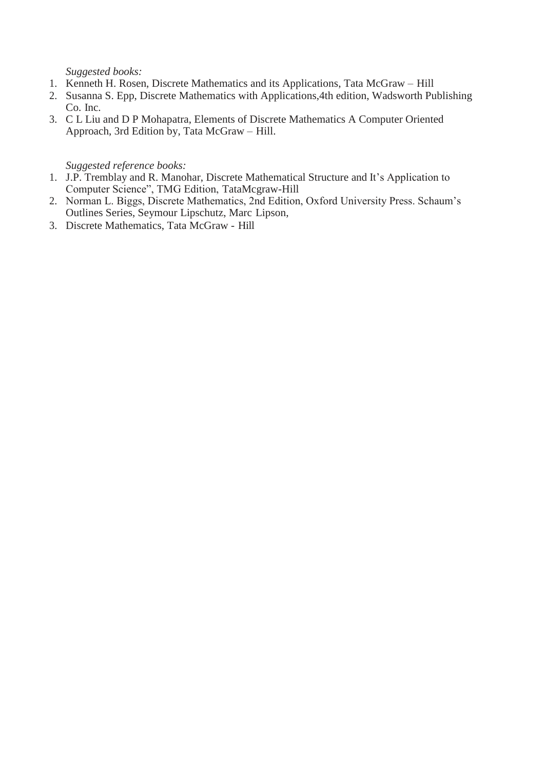*Suggested books:*

1. Kenneth H. Rosen, Discrete Mathematics and its Applications, Tata McGraw – Hill
2. Susanna S. Epp, Discrete Mathematics with Applications,4th edition, Wadsworth Publishing Co. Inc.
3. C L Liu and D P Mohapatra, Elements of Discrete Mathematics A Computer Oriented Approach, 3rd Edition by, Tata McGraw – Hill.

*Suggested reference books:*

1. J.P. Tremblay and R. Manohar, Discrete Mathematical Structure and It's Application to Computer Science", TMG Edition, TataMcgraw-Hill
2. Norman L. Biggs, Discrete Mathematics, 2nd Edition, Oxford University Press. Schaum's Outlines Series, Seymour Lipschutz, Marc Lipson,
3. Discrete Mathematics, Tata McGraw - Hill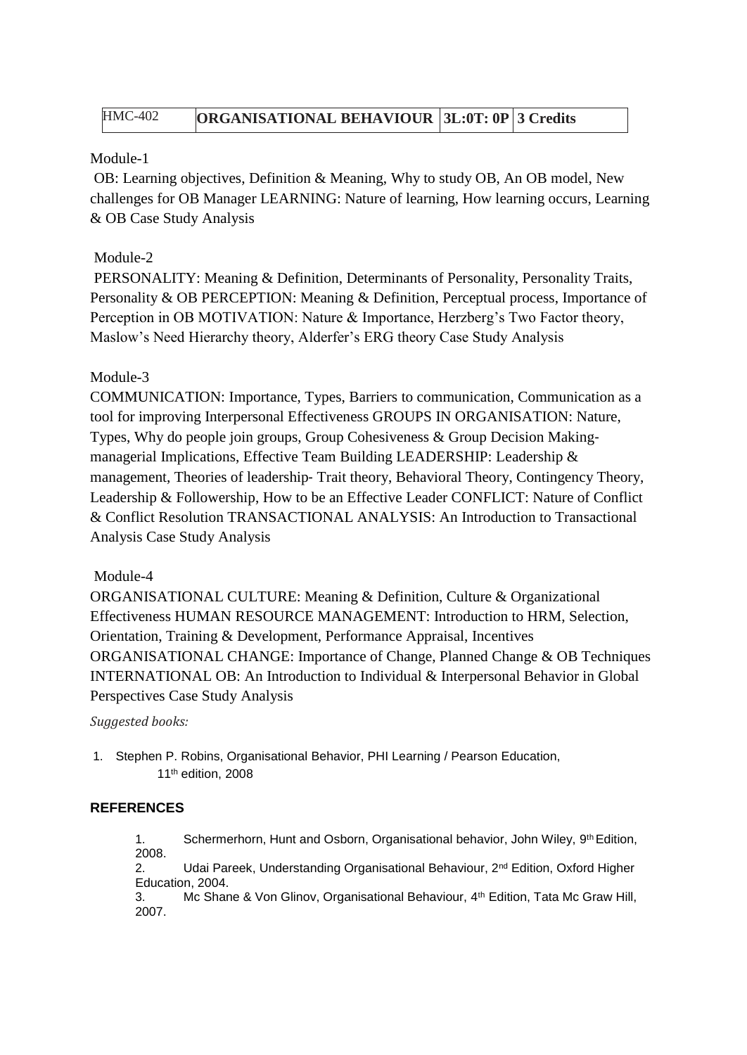| HMC-402 | **ORGANISATIONAL BEHAVIOUR** | **3L:0T: 0P** | **3 Credits** |
|---|---|---|---|

Module-1

OB: Learning objectives, Definition & Meaning, Why to study OB, An OB model, New challenges for OB Manager LEARNING: Nature of learning, How learning occurs, Learning & OB Case Study Analysis

Module-2

PERSONALITY: Meaning & Definition, Determinants of Personality, Personality Traits, Personality & OB PERCEPTION: Meaning & Definition, Perceptual process, Importance of Perception in OB MOTIVATION: Nature & Importance, Herzberg's Two Factor theory, Maslow's Need Hierarchy theory, Alderfer's ERG theory Case Study Analysis

Module-3

COMMUNICATION: Importance, Types, Barriers to communication, Communication as a tool for improving Interpersonal Effectiveness GROUPS IN ORGANISATION: Nature, Types, Why do people join groups, Group Cohesiveness & Group Decision Making-managerial Implications, Effective Team Building LEADERSHIP: Leadership & management, Theories of leadership- Trait theory, Behavioral Theory, Contingency Theory, Leadership & Followership, How to be an Effective Leader CONFLICT: Nature of Conflict & Conflict Resolution TRANSACTIONAL ANALYSIS: An Introduction to Transactional Analysis Case Study Analysis

Module-4

ORGANISATIONAL CULTURE: Meaning & Definition, Culture & Organizational Effectiveness HUMAN RESOURCE MANAGEMENT: Introduction to HRM, Selection, Orientation, Training & Development, Performance Appraisal, Incentives ORGANISATIONAL CHANGE: Importance of Change, Planned Change & OB Techniques INTERNATIONAL OB: An Introduction to Individual & Interpersonal Behavior in Global Perspectives Case Study Analysis

*Suggested books:*

1. Stephen P. Robins, Organisational Behavior, PHI Learning / Pearson Education, 11th edition, 2008

**REFERENCES**

1. Schermerhorn, Hunt and Osborn, Organisational behavior, John Wiley, 9th Edition, 2008.
2. Udai Pareek, Understanding Organisational Behaviour, 2nd Edition, Oxford Higher Education, 2004.
3. Mc Shane & Von Glinov, Organisational Behaviour, 4th Edition, Tata Mc Graw Hill, 2007.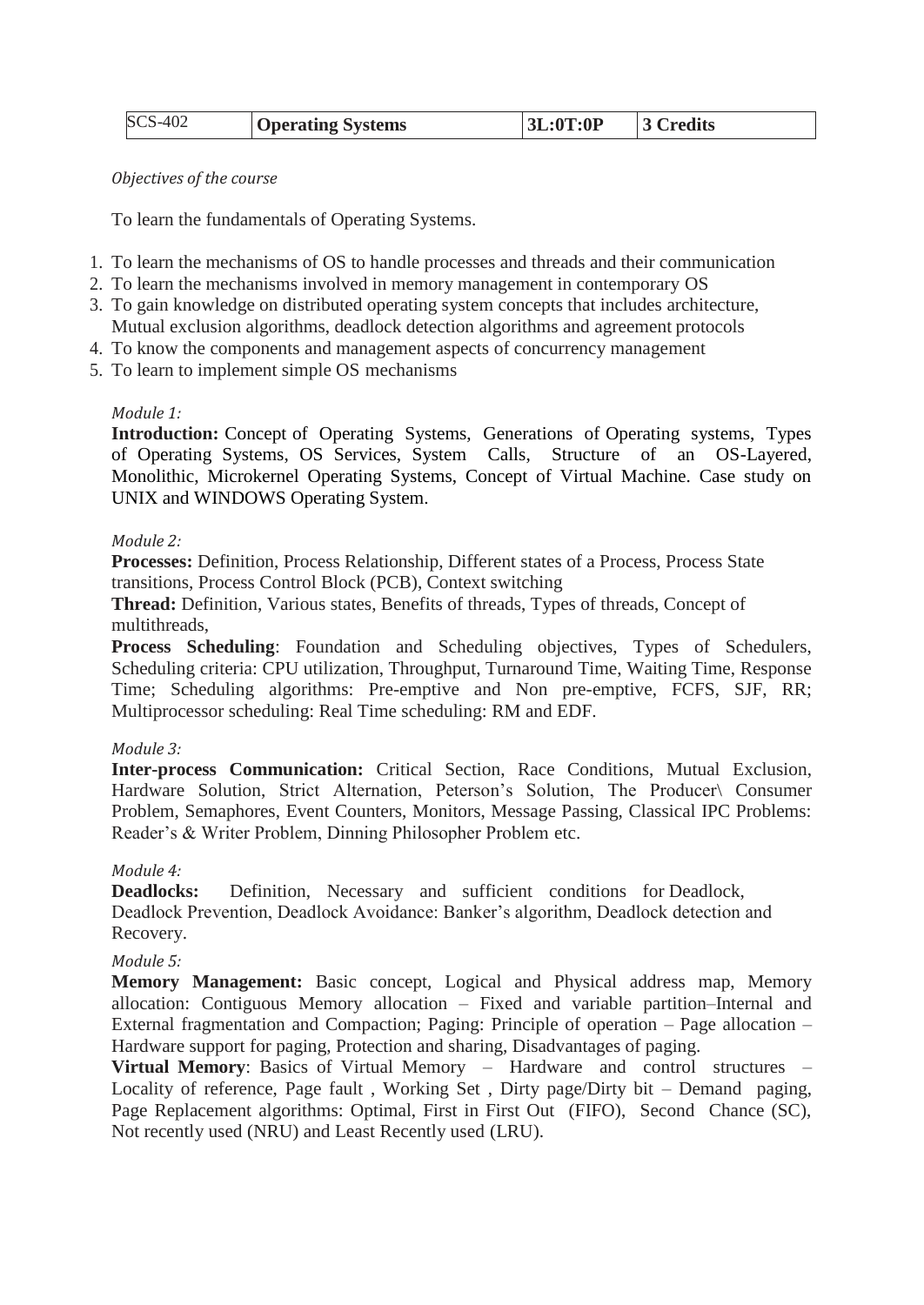| SCS-402 | **Operating Systems** | **3L:0T:0P** | **3 Credits** |
| --- | --- | --- | --- |

*Objectives of the course*

To learn the fundamentals of Operating Systems.

1. To learn the mechanisms of OS to handle processes and threads and their communication
2. To learn the mechanisms involved in memory management in contemporary OS
3. To gain knowledge on distributed operating system concepts that includes architecture, Mutual exclusion algorithms, deadlock detection algorithms and agreement protocols
4. To know the components and management aspects of concurrency management
5. To learn to implement simple OS mechanisms

*Module 1:*

**Introduction:** Concept of Operating Systems, Generations of Operating systems, Types of Operating Systems, OS Services, System Calls, Structure of an OS-Layered, Monolithic, Microkernel Operating Systems, Concept of Virtual Machine. Case study on UNIX and WINDOWS Operating System.

*Module 2:*

**Processes:** Definition, Process Relationship, Different states of a Process, Process State transitions, Process Control Block (PCB), Context switching

**Thread:** Definition, Various states, Benefits of threads, Types of threads, Concept of multithreads,

**Process Scheduling**: Foundation and Scheduling objectives, Types of Schedulers, Scheduling criteria: CPU utilization, Throughput, Turnaround Time, Waiting Time, Response Time; Scheduling algorithms: Pre-emptive and Non pre-emptive, FCFS, SJF, RR; Multiprocessor scheduling: Real Time scheduling: RM and EDF.

*Module 3:*

**Inter-process Communication:** Critical Section, Race Conditions, Mutual Exclusion, Hardware Solution, Strict Alternation, Peterson's Solution, The Producer\ Consumer Problem, Semaphores, Event Counters, Monitors, Message Passing, Classical IPC Problems: Reader's & Writer Problem, Dinning Philosopher Problem etc.

*Module 4:*

**Deadlocks:** Definition, Necessary and sufficient conditions for Deadlock, Deadlock Prevention, Deadlock Avoidance: Banker's algorithm, Deadlock detection and Recovery.

*Module 5:*

**Memory Management:** Basic concept, Logical and Physical address map, Memory allocation: Contiguous Memory allocation – Fixed and variable partition–Internal and External fragmentation and Compaction; Paging: Principle of operation – Page allocation – Hardware support for paging, Protection and sharing, Disadvantages of paging.

**Virtual Memory**: Basics of Virtual Memory – Hardware and control structures – Locality of reference, Page fault , Working Set , Dirty page/Dirty bit – Demand paging, Page Replacement algorithms: Optimal, First in First Out (FIFO), Second Chance (SC), Not recently used (NRU) and Least Recently used (LRU).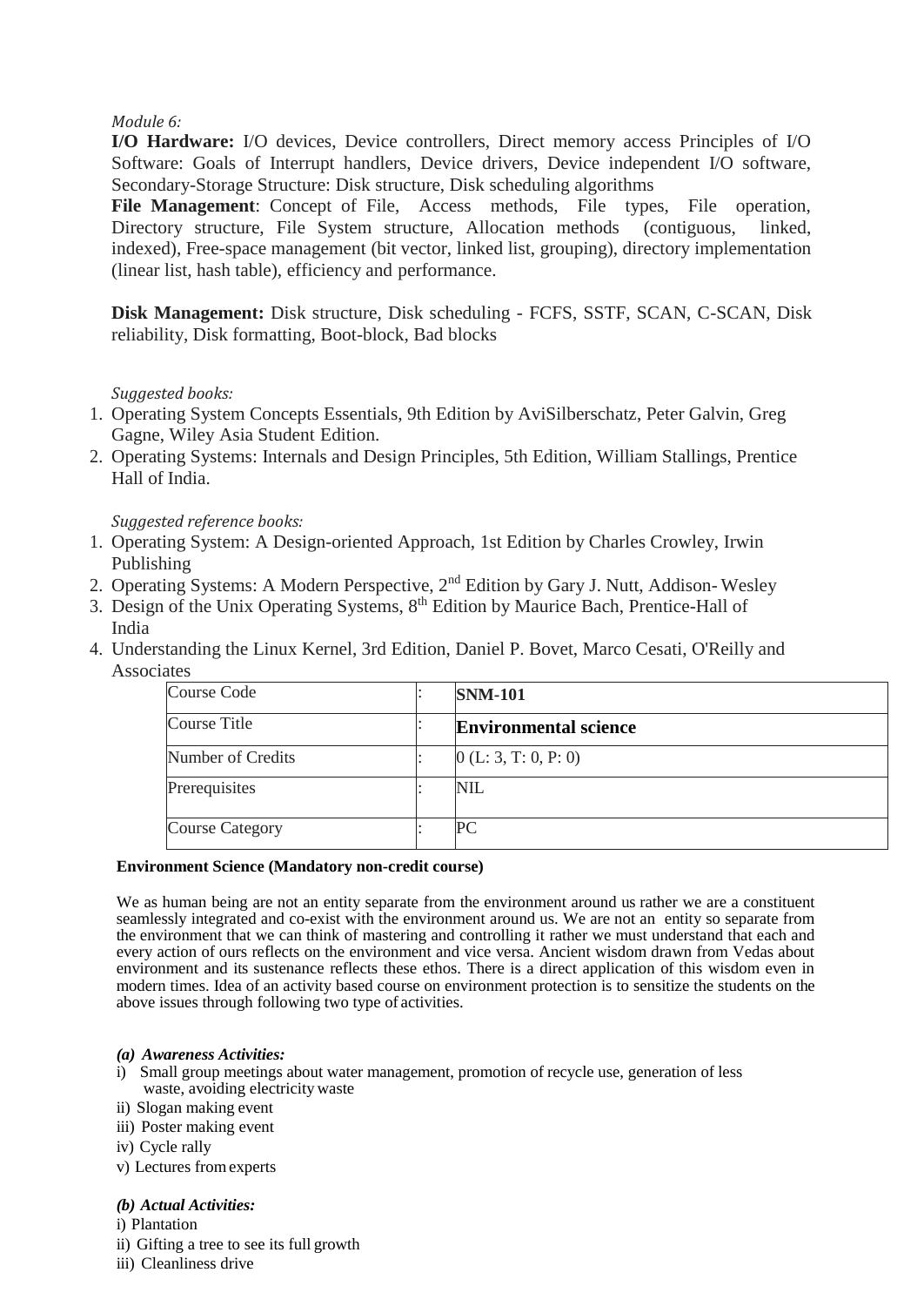*Module 6:*

**I/O Hardware:** I/O devices, Device controllers, Direct memory access Principles of I/O Software: Goals of Interrupt handlers, Device drivers, Device independent I/O software, Secondary-Storage Structure: Disk structure, Disk scheduling algorithms

**File Management**: Concept of File, Access methods, File types, File operation, Directory structure, File System structure, Allocation methods (contiguous, linked, indexed), Free-space management (bit vector, linked list, grouping), directory implementation (linear list, hash table), efficiency and performance.

**Disk Management:** Disk structure, Disk scheduling - FCFS, SSTF, SCAN, C-SCAN, Disk reliability, Disk formatting, Boot-block, Bad blocks

*Suggested books:*

1. Operating System Concepts Essentials, 9th Edition by AviSilberschatz, Peter Galvin, Greg Gagne, Wiley Asia Student Edition.
2. Operating Systems: Internals and Design Principles, 5th Edition, William Stallings, Prentice Hall of India.

*Suggested reference books:*

1. Operating System: A Design-oriented Approach, 1st Edition by Charles Crowley, Irwin Publishing
2. Operating Systems: A Modern Perspective, 2nd Edition by Gary J. Nutt, Addison- Wesley
3. Design of the Unix Operating Systems, 8th Edition by Maurice Bach, Prentice-Hall of India
4. Understanding the Linux Kernel, 3rd Edition, Daniel P. Bovet, Marco Cesati, O'Reilly and Associates

| | | |
|---|---|---|
| Course Code | : | **SNM-101** |
| Course Title | : | **Environmental science** |
| Number of Credits | : | 0 (L: 3, T: 0, P: 0) |
| Prerequisites | : | NIL |
| Course Category | : | PC |

**Environment Science (Mandatory non-credit course)**

We as human being are not an entity separate from the environment around us rather we are a constituent seamlessly integrated and co-exist with the environment around us. We are not an entity so separate from the environment that we can think of mastering and controlling it rather we must understand that each and every action of ours reflects on the environment and vice versa. Ancient wisdom drawn from Vedas about environment and its sustenance reflects these ethos. There is a direct application of this wisdom even in modern times. Idea of an activity based course on environment protection is to sensitize the students on the above issues through following two type of activities.

***(a) Awareness Activities:***

i) Small group meetings about water management, promotion of recycle use, generation of less waste, avoiding electricity waste
ii) Slogan making event
iii) Poster making event
iv) Cycle rally
v) Lectures from experts

***(b) Actual Activities:***

i) Plantation
ii) Gifting a tree to see its full growth
iii) Cleanliness drive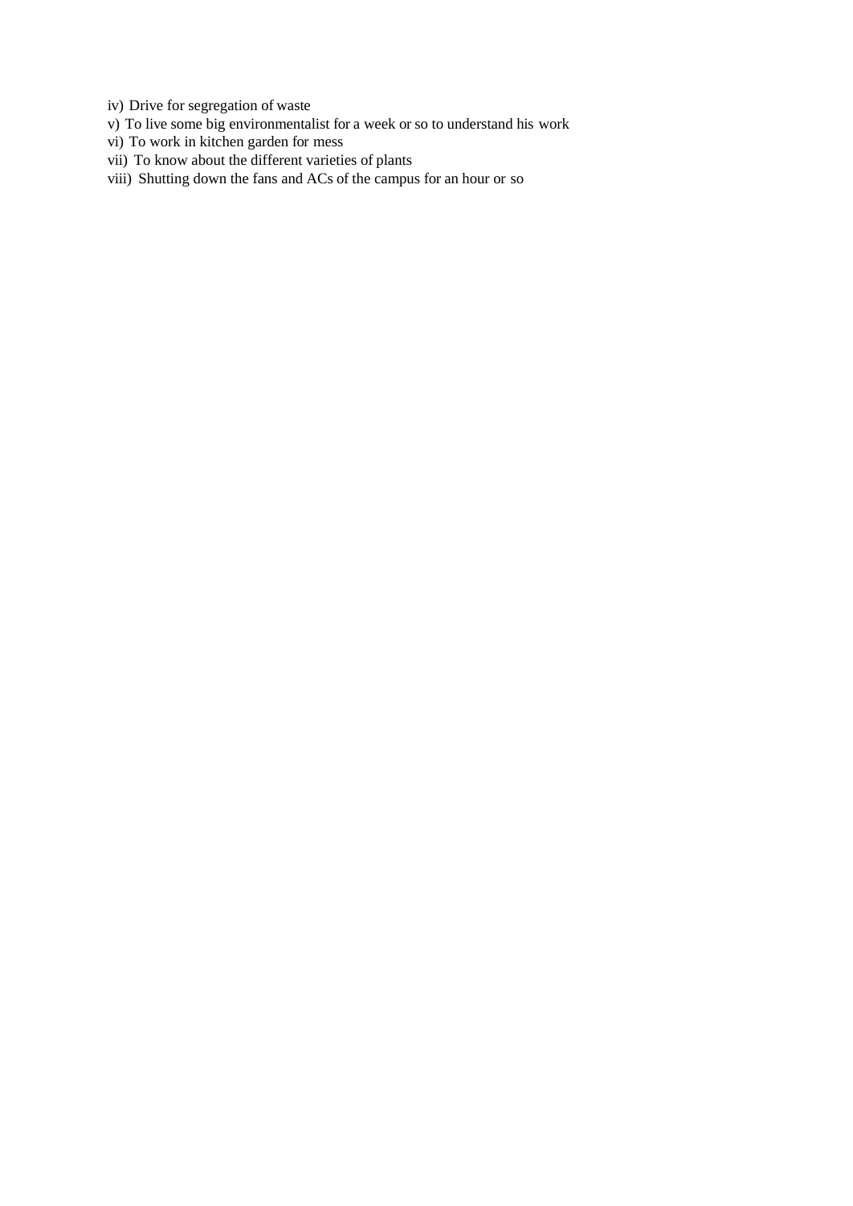iv) Drive for segregation of waste

v) To live some big environmentalist for a week or so to understand his work

vi) To work in kitchen garden for mess

vii) To know about the different varieties of plants

viii) Shutting down the fans and ACs of the campus for an hour or so